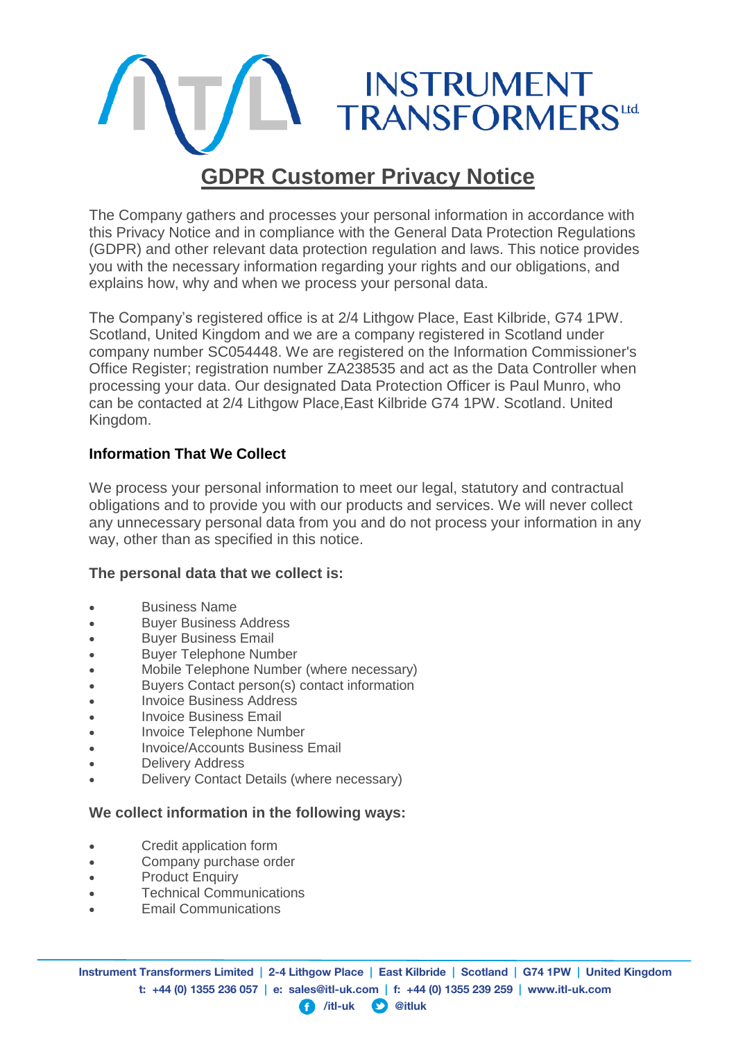# GDPR Customer Privacy Notice

The Company gathers and processes your personal information in accordance with this Privacy Notice and in compliance with the General Data Protection Regulations (GDPR) and other relevant data protection regulation and laws. This notice provides you with the necessary information regarding your rights and our obligations, and explains how, why and when we process your personal data.

The Company's registered office is at 2/4 Lithgow Place, East Kilbride, G74 1PW. Scotland, United Kingdom and we are a company registered in Scotland under company number SC054448. We are registered on the Information Commissioner's Office Register; registration number ZA238535 and act as the Data Controller when processing your data. Our designated Data Protection Officer is Paul Munro, who can be contacted at 2/4 Lithgow Place,East Kilbride G74 1PW. Scotland. United Kingdom.

**Information That We Collect**

We process your personal information to meet our legal, statutory and contractual obligations and to provide you with our products and services. We will never collect any unnecessary personal data from you and do not process your information in any way, other than as specified in this notice.

**The personal data that we collect is:**

- Business Name
- Buyer Business Address
- Buyer Business Email
- Buyer Telephone Number
- Mobile Telephone Number (where necessary)
- Buyers Contact person(s) contact information
- Invoice Business Address
- Invoice Business Email
- Invoice Telephone Number
- Invoice/Accounts Business Email
- Delivery Address
- Delivery Contact Details (where necessary)

**We collect information in the following ways:**

- Credit application form
- Company purchase order
- Product Enquiry
- Technical Communications
- Email Communications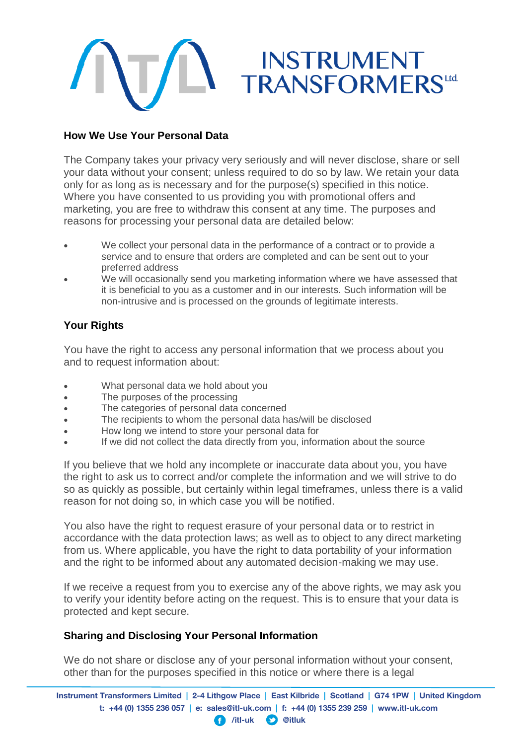## How We Use Your Personal Data

The Company takes your privacy very seriously and will never disclose, share or sell your data without your consent; unless required to do so by law. We retain your data only for as long as is necessary and for the purpose(s) specified in this notice. Where you have consented to us providing you with promotional offers and marketing, you are free to withdraw this consent at any time. The purposes and reasons for processing your personal data are detailed below:

- We collect your personal data in the performance of a contract or to provide a service and to ensure that orders are completed and can be sent out to your preferred address
- We will occasionally send you marketing information where we have assessed that it is beneficial to you as a customer and in our interests. Such information will be non-intrusive and is processed on the grounds of legitimate interests.

## Your Rights

You have the right to access any personal information that we process about you and to request information about:

- What personal data we hold about you
- The purposes of the processing
- The categories of personal data concerned
- The recipients to whom the personal data has/will be disclosed
- How long we intend to store your personal data for
- If we did not collect the data directly from you, information about the source

If you believe that we hold any incomplete or inaccurate data about you, you have the right to ask us to correct and/or complete the information and we will strive to do so as quickly as possible, but certainly within legal timeframes, unless there is a valid reason for not doing so, in which case you will be notified.

You also have the right to request erasure of your personal data or to restrict in accordance with the data protection laws; as well as to object to any direct marketing from us. Where applicable, you have the right to data portability of your information and the right to be informed about any automated decision-making we may use.

If we receive a request from you to exercise any of the above rights, we may ask you to verify your identity before acting on the request. This is to ensure that your data is protected and kept secure.

## Sharing and Disclosing Your Personal Information

We do not share or disclose any of your personal information without your consent, other than for the purposes specified in this notice or where there is a legal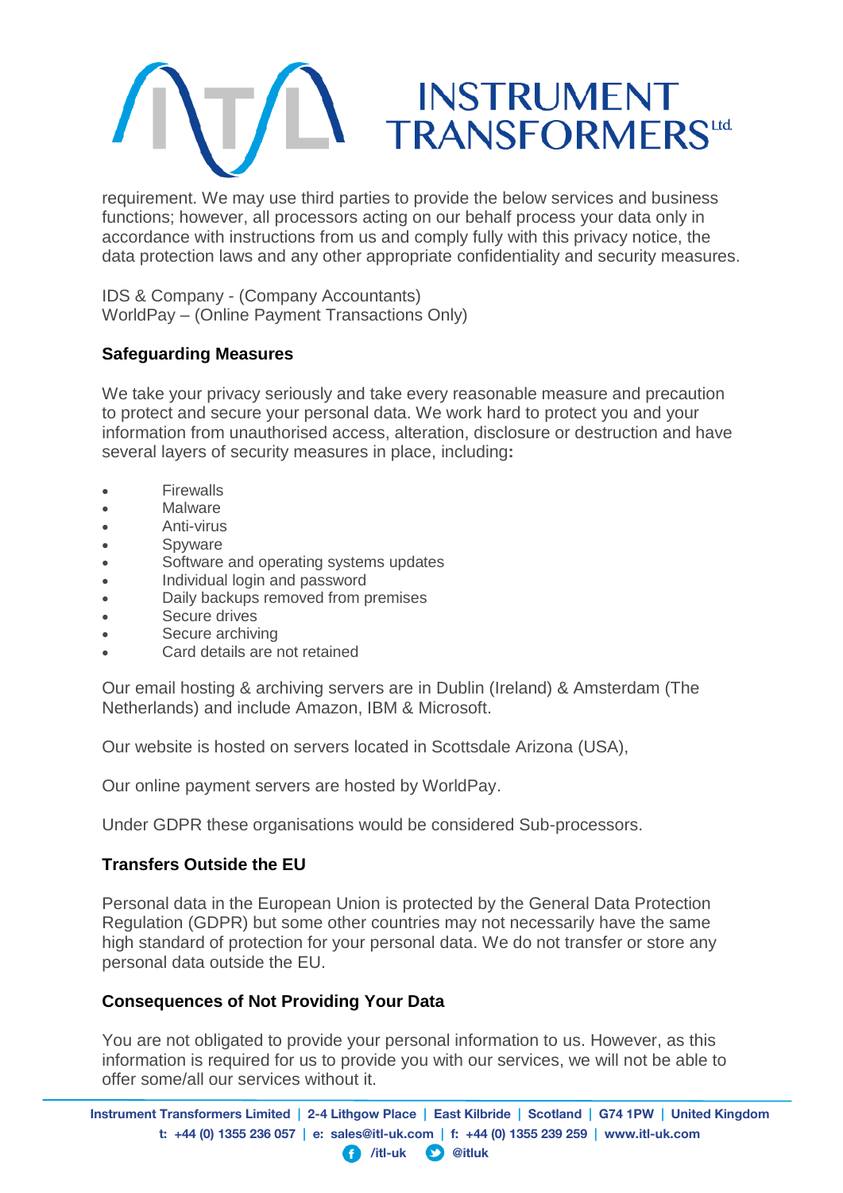requirement. We may use third parties to provide the below services and business functions; however, all processors acting on our behalf process your data only in accordance with instructions from us and comply fully with this privacy notice, the data protection laws and any other appropriate confidentiality and security measures.

IDS & Company - (Company Accountants)
WorldPay – (Online Payment Transactions Only)

## Safeguarding Measures

We take your privacy seriously and take every reasonable measure and precaution to protect and secure your personal data. We work hard to protect you and your information from unauthorised access, alteration, disclosure or destruction and have several layers of security measures in place, including**:**

- Firewalls
- Malware
- Anti-virus
- Spyware
- Software and operating systems updates
- Individual login and password
- Daily backups removed from premises
- Secure drives
- Secure archiving
- Card details are not retained

Our email hosting & archiving servers are in Dublin (Ireland) & Amsterdam (The Netherlands) and include Amazon, IBM & Microsoft.

Our website is hosted on servers located in Scottsdale Arizona (USA),

Our online payment servers are hosted by WorldPay.

Under GDPR these organisations would be considered Sub-processors.

## Transfers Outside the EU

Personal data in the European Union is protected by the General Data Protection Regulation (GDPR) but some other countries may not necessarily have the same high standard of protection for your personal data. We do not transfer or store any personal data outside the EU.

## Consequences of Not Providing Your Data

You are not obligated to provide your personal information to us. However, as this information is required for us to provide you with our services, we will not be able to offer some/all our services without it.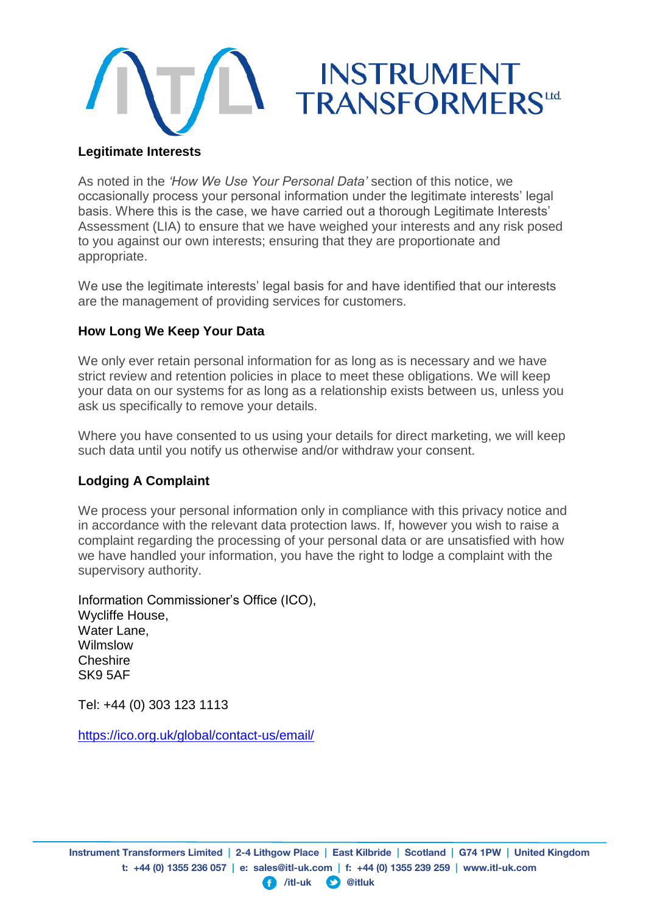## Legitimate Interests

As noted in the *'How We Use Your Personal Data'* section of this notice, we occasionally process your personal information under the legitimate interests' legal basis. Where this is the case, we have carried out a thorough Legitimate Interests' Assessment (LIA) to ensure that we have weighed your interests and any risk posed to you against our own interests; ensuring that they are proportionate and appropriate.

We use the legitimate interests' legal basis for and have identified that our interests are the management of providing services for customers.

## How Long We Keep Your Data

We only ever retain personal information for as long as is necessary and we have strict review and retention policies in place to meet these obligations. We will keep your data on our systems for as long as a relationship exists between us, unless you ask us specifically to remove your details.

Where you have consented to us using your details for direct marketing, we will keep such data until you notify us otherwise and/or withdraw your consent.

## Lodging A Complaint

We process your personal information only in compliance with this privacy notice and in accordance with the relevant data protection laws. If, however you wish to raise a complaint regarding the processing of your personal data or are unsatisfied with how we have handled your information, you have the right to lodge a complaint with the supervisory authority.

Information Commissioner's Office (ICO),
Wycliffe House,
Water Lane,
Wilmslow
Cheshire
SK9 5AF

Tel: +44 (0) 303 123 1113

https://ico.org.uk/global/contact-us/email/